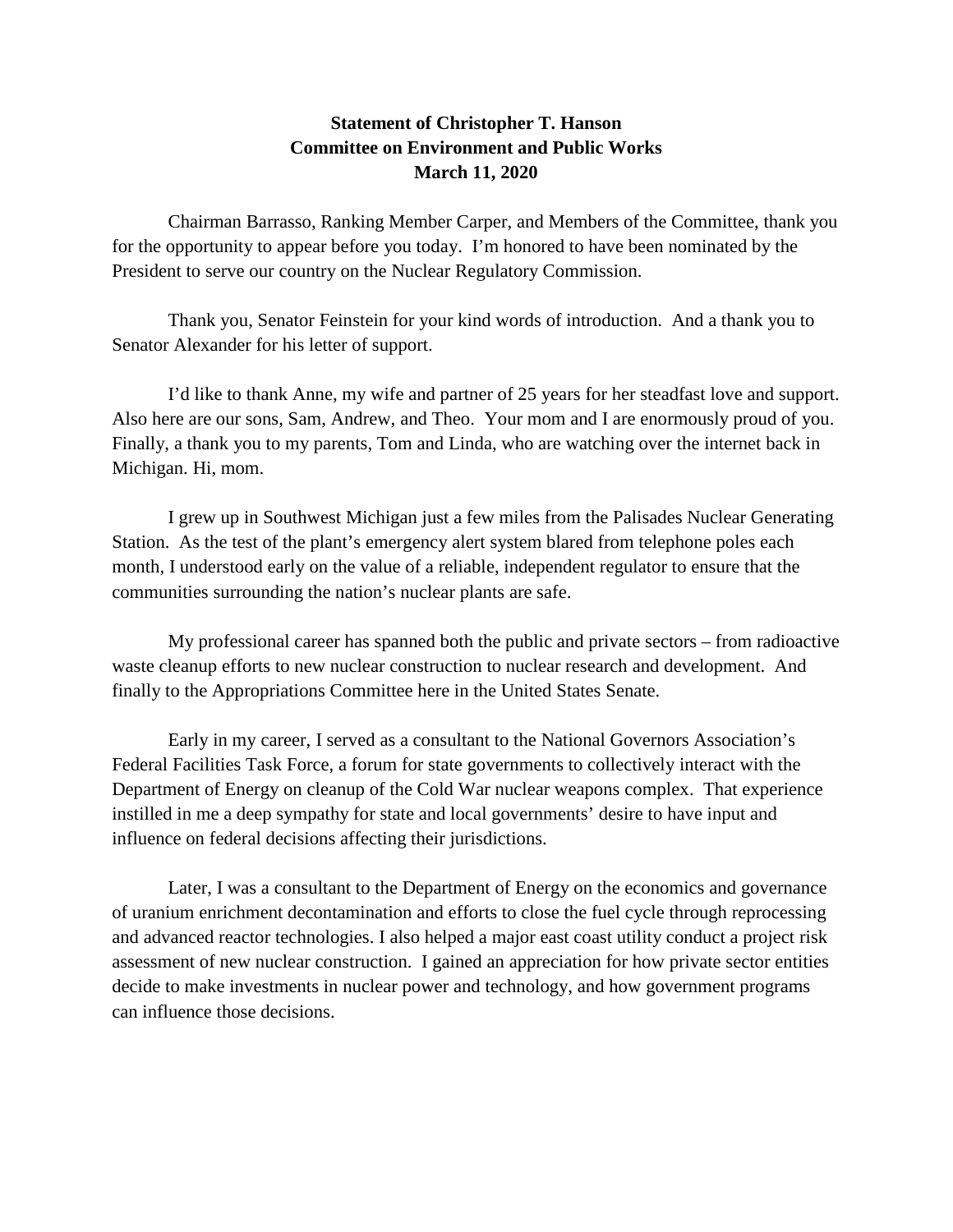**Statement of Christopher T. Hanson**
**Committee on Environment and Public Works**
**March 11, 2020**

Chairman Barrasso, Ranking Member Carper, and Members of the Committee, thank you for the opportunity to appear before you today. I'm honored to have been nominated by the President to serve our country on the Nuclear Regulatory Commission.

Thank you, Senator Feinstein for your kind words of introduction. And a thank you to Senator Alexander for his letter of support.

I'd like to thank Anne, my wife and partner of 25 years for her steadfast love and support. Also here are our sons, Sam, Andrew, and Theo. Your mom and I are enormously proud of you. Finally, a thank you to my parents, Tom and Linda, who are watching over the internet back in Michigan. Hi, mom.

I grew up in Southwest Michigan just a few miles from the Palisades Nuclear Generating Station. As the test of the plant's emergency alert system blared from telephone poles each month, I understood early on the value of a reliable, independent regulator to ensure that the communities surrounding the nation's nuclear plants are safe.

My professional career has spanned both the public and private sectors – from radioactive waste cleanup efforts to new nuclear construction to nuclear research and development. And finally to the Appropriations Committee here in the United States Senate.

Early in my career, I served as a consultant to the National Governors Association's Federal Facilities Task Force, a forum for state governments to collectively interact with the Department of Energy on cleanup of the Cold War nuclear weapons complex. That experience instilled in me a deep sympathy for state and local governments' desire to have input and influence on federal decisions affecting their jurisdictions.

Later, I was a consultant to the Department of Energy on the economics and governance of uranium enrichment decontamination and efforts to close the fuel cycle through reprocessing and advanced reactor technologies. I also helped a major east coast utility conduct a project risk assessment of new nuclear construction. I gained an appreciation for how private sector entities decide to make investments in nuclear power and technology, and how government programs can influence those decisions.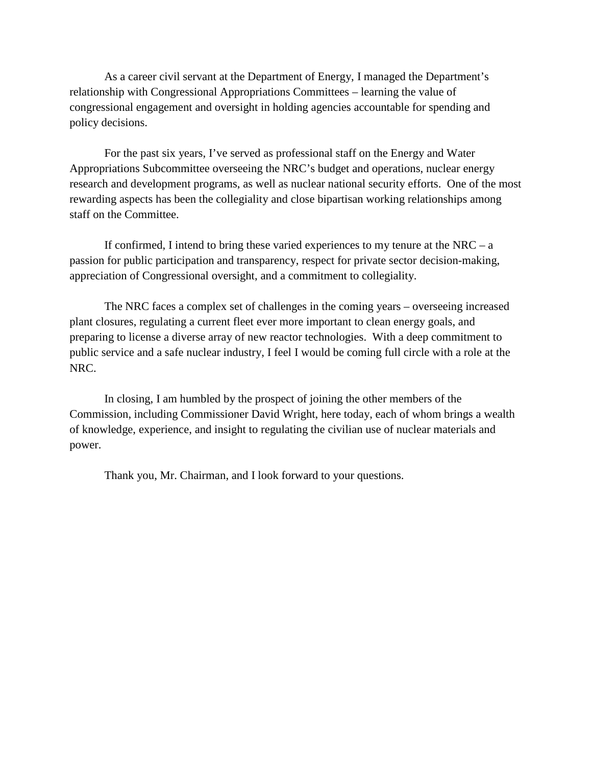As a career civil servant at the Department of Energy, I managed the Department's relationship with Congressional Appropriations Committees – learning the value of congressional engagement and oversight in holding agencies accountable for spending and policy decisions.

For the past six years, I've served as professional staff on the Energy and Water Appropriations Subcommittee overseeing the NRC's budget and operations, nuclear energy research and development programs, as well as nuclear national security efforts. One of the most rewarding aspects has been the collegiality and close bipartisan working relationships among staff on the Committee.

If confirmed, I intend to bring these varied experiences to my tenure at the NRC – a passion for public participation and transparency, respect for private sector decision-making, appreciation of Congressional oversight, and a commitment to collegiality.

The NRC faces a complex set of challenges in the coming years – overseeing increased plant closures, regulating a current fleet ever more important to clean energy goals, and preparing to license a diverse array of new reactor technologies. With a deep commitment to public service and a safe nuclear industry, I feel I would be coming full circle with a role at the NRC.

In closing, I am humbled by the prospect of joining the other members of the Commission, including Commissioner David Wright, here today, each of whom brings a wealth of knowledge, experience, and insight to regulating the civilian use of nuclear materials and power.

Thank you, Mr. Chairman, and I look forward to your questions.